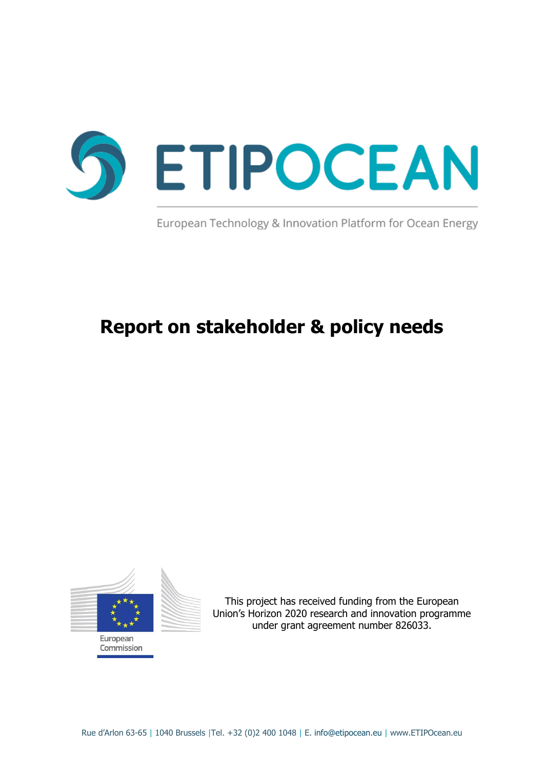# ETIPOCEAN

European Technology & Innovation Platform for Ocean Energy

# Report on stakeholder & policy needs

European Commission

This project has received funding from the European Union's Horizon 2020 research and innovation programme under grant agreement number 826033.

Rue d'Arlon 63-65 | 1040 Brussels |Tel. +32 (0)2 400 1048 | E. info@etipocean.eu | www.ETIPOcean.eu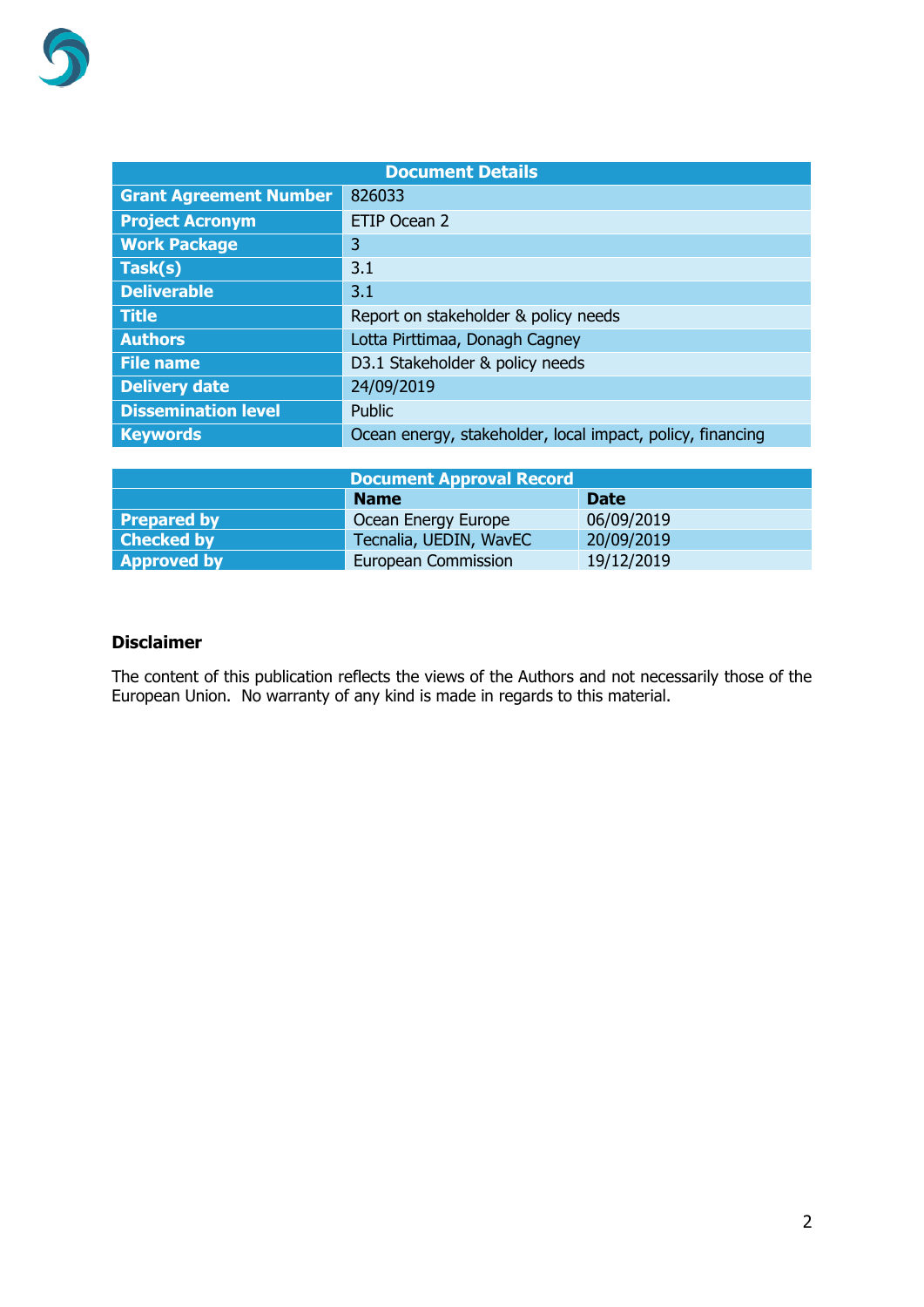| Document Details | |
|---|---|
| **Grant Agreement Number** | 826033 |
| **Project Acronym** | ETIP Ocean 2 |
| **Work Package** | 3 |
| **Task(s)** | 3.1 |
| **Deliverable** | 3.1 |
| **Title** | Report on stakeholder & policy needs |
| **Authors** | Lotta Pirttimaa, Donagh Cagney |
| **File name** | D3.1 Stakeholder & policy needs |
| **Delivery date** | 24/09/2019 |
| **Dissemination level** | Public |
| **Keywords** | Ocean energy, stakeholder, local impact, policy, financing |

| Document Approval Record | | |
|---|---|---|
| | **Name** | **Date** |
| **Prepared by** | Ocean Energy Europe | 06/09/2019 |
| **Checked by** | Tecnalia, UEDIN, WavEC | 20/09/2019 |
| **Approved by** | European Commission | 19/12/2019 |

**Disclaimer**

The content of this publication reflects the views of the Authors and not necessarily those of the European Union. No warranty of any kind is made in regards to this material.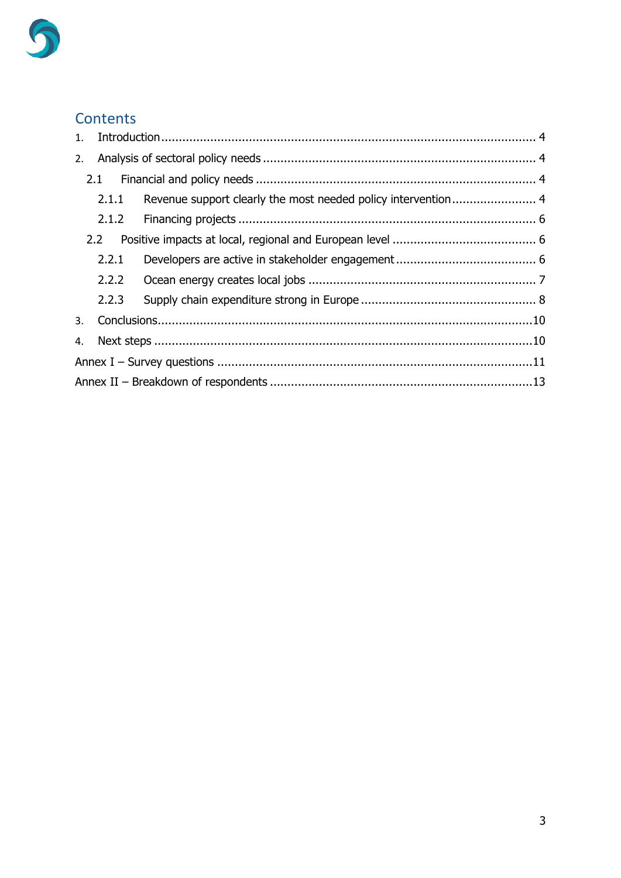## Contents

1. Introduction ........................................................................................................... 4
2. Analysis of sectoral policy needs ............................................................................. 4
   - 2.1 Financial and policy needs ................................................................................ 4
     - 2.1.1 Revenue support clearly the most needed policy intervention ........................ 4
     - 2.1.2 Financing projects ....................................................................................... 6
   - 2.2 Positive impacts at local, regional and European level ......................................... 6
     - 2.2.1 Developers are active in stakeholder engagement ........................................ 6
     - 2.2.2 Ocean energy creates local jobs ................................................................. 7
     - 2.2.3 Supply chain expenditure strong in Europe .................................................. 8
3. Conclusions .........................................................................................................10
4. Next steps ...........................................................................................................10

Annex I – Survey questions .........................................................................................11

Annex II – Breakdown of respondents ..........................................................................13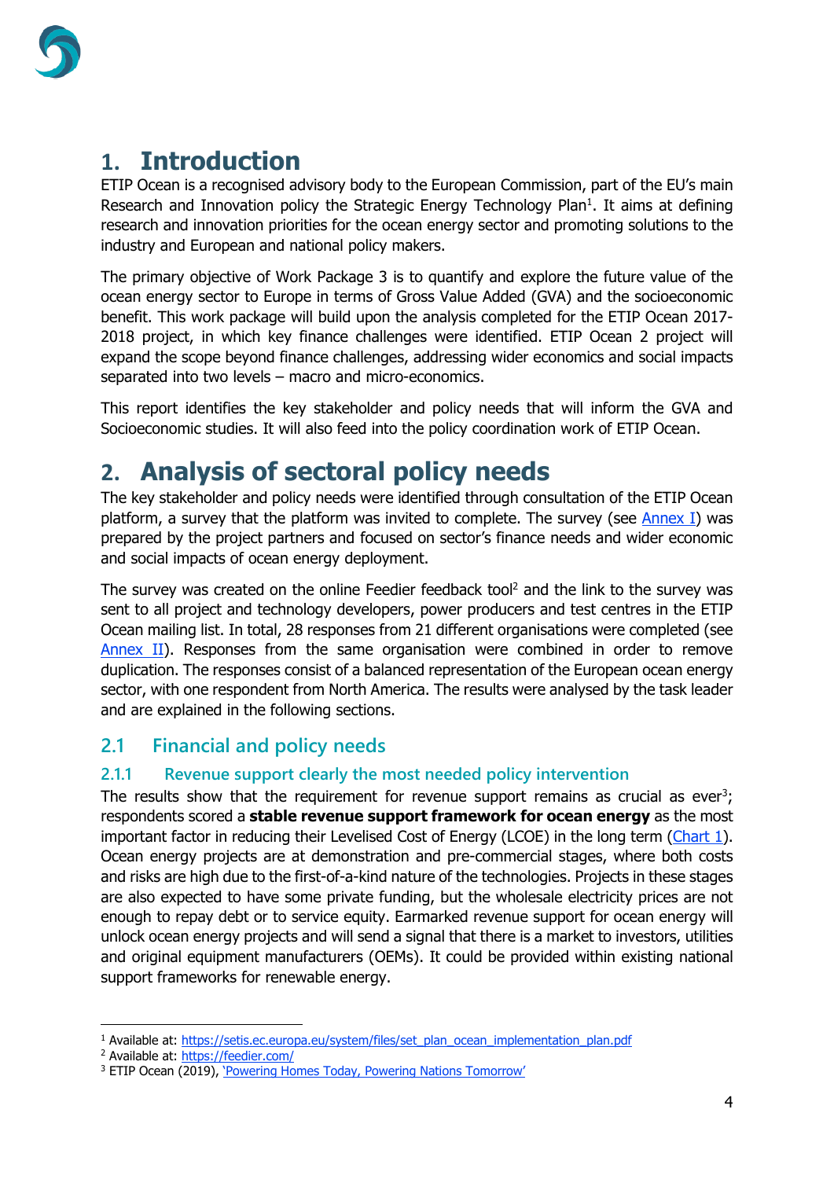# 1. Introduction

ETIP Ocean is a recognised advisory body to the European Commission, part of the EU's main Research and Innovation policy the Strategic Energy Technology Plan[1]. It aims at defining research and innovation priorities for the ocean energy sector and promoting solutions to the industry and European and national policy makers.

The primary objective of Work Package 3 is to quantify and explore the future value of the ocean energy sector to Europe in terms of Gross Value Added (GVA) and the socioeconomic benefit. This work package will build upon the analysis completed for the ETIP Ocean 2017-2018 project, in which key finance challenges were identified. ETIP Ocean 2 project will expand the scope beyond finance challenges, addressing wider economics and social impacts separated into two levels – macro and micro-economics.

This report identifies the key stakeholder and policy needs that will inform the GVA and Socioeconomic studies. It will also feed into the policy coordination work of ETIP Ocean.

# 2. Analysis of sectoral policy needs

The key stakeholder and policy needs were identified through consultation of the ETIP Ocean platform, a survey that the platform was invited to complete. The survey (see Annex I) was prepared by the project partners and focused on sector's finance needs and wider economic and social impacts of ocean energy deployment.

The survey was created on the online Feedier feedback tool[2] and the link to the survey was sent to all project and technology developers, power producers and test centres in the ETIP Ocean mailing list. In total, 28 responses from 21 different organisations were completed (see Annex II). Responses from the same organisation were combined in order to remove duplication. The responses consist of a balanced representation of the European ocean energy sector, with one respondent from North America. The results were analysed by the task leader and are explained in the following sections.

## 2.1 Financial and policy needs

### 2.1.1 Revenue support clearly the most needed policy intervention

The results show that the requirement for revenue support remains as crucial as ever[3]; respondents scored a **stable revenue support framework for ocean energy** as the most important factor in reducing their Levelised Cost of Energy (LCOE) in the long term (Chart 1). Ocean energy projects are at demonstration and pre-commercial stages, where both costs and risks are high due to the first-of-a-kind nature of the technologies. Projects in these stages are also expected to have some private funding, but the wholesale electricity prices are not enough to repay debt or to service equity. Earmarked revenue support for ocean energy will unlock ocean energy projects and will send a signal that there is a market to investors, utilities and original equipment manufacturers (OEMs). It could be provided within existing national support frameworks for renewable energy.

---

[1] Available at: https://setis.ec.europa.eu/system/files/set_plan_ocean_implementation_plan.pdf

[2] Available at: https://feedier.com/

[3] ETIP Ocean (2019), 'Powering Homes Today, Powering Nations Tomorrow'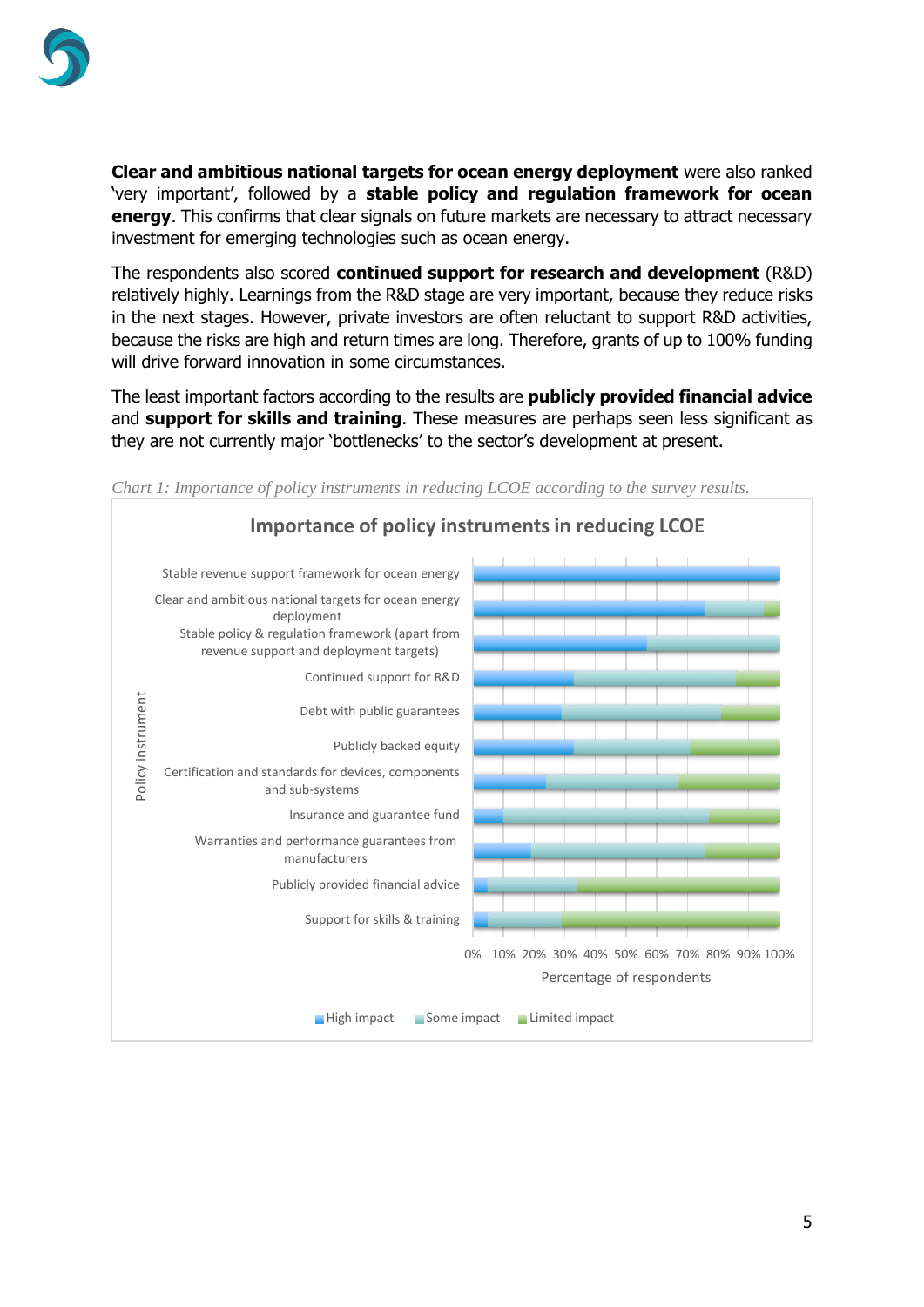**Clear and ambitious national targets for ocean energy deployment** were also ranked 'very important', followed by a **stable policy and regulation framework for ocean energy**. This confirms that clear signals on future markets are necessary to attract necessary investment for emerging technologies such as ocean energy.

The respondents also scored **continued support for research and development** (R&D) relatively highly. Learnings from the R&D stage are very important, because they reduce risks in the next stages. However, private investors are often reluctant to support R&D activities, because the risks are high and return times are long. Therefore, grants of up to 100% funding will drive forward innovation in some circumstances.

The least important factors according to the results are **publicly provided financial advice** and **support for skills and training**. These measures are perhaps seen less significant as they are not currently major 'bottlenecks' to the sector's development at present.

*Chart 1: Importance of policy instruments in reducing LCOE according to the survey results.*

**Importance of policy instruments in reducing LCOE**

Policy instrument (vertical axis):
- Stable revenue support framework for ocean energy
- Clear and ambitious national targets for ocean energy deployment
- Stable policy & regulation framework (apart from revenue support and deployment targets)
- Continued support for R&D
- Debt with public guarantees
- Publicly backed equity
- Certification and standards for devices, components and sub-systems
- Insurance and guarantee fund
- Warranties and performance guarantees from manufacturers
- Publicly provided financial advice
- Support for skills & training

Percentage of respondents: 0% 10% 20% 30% 40% 50% 60% 70% 80% 90% 100%

Legend: High impact, Some impact, Limited impact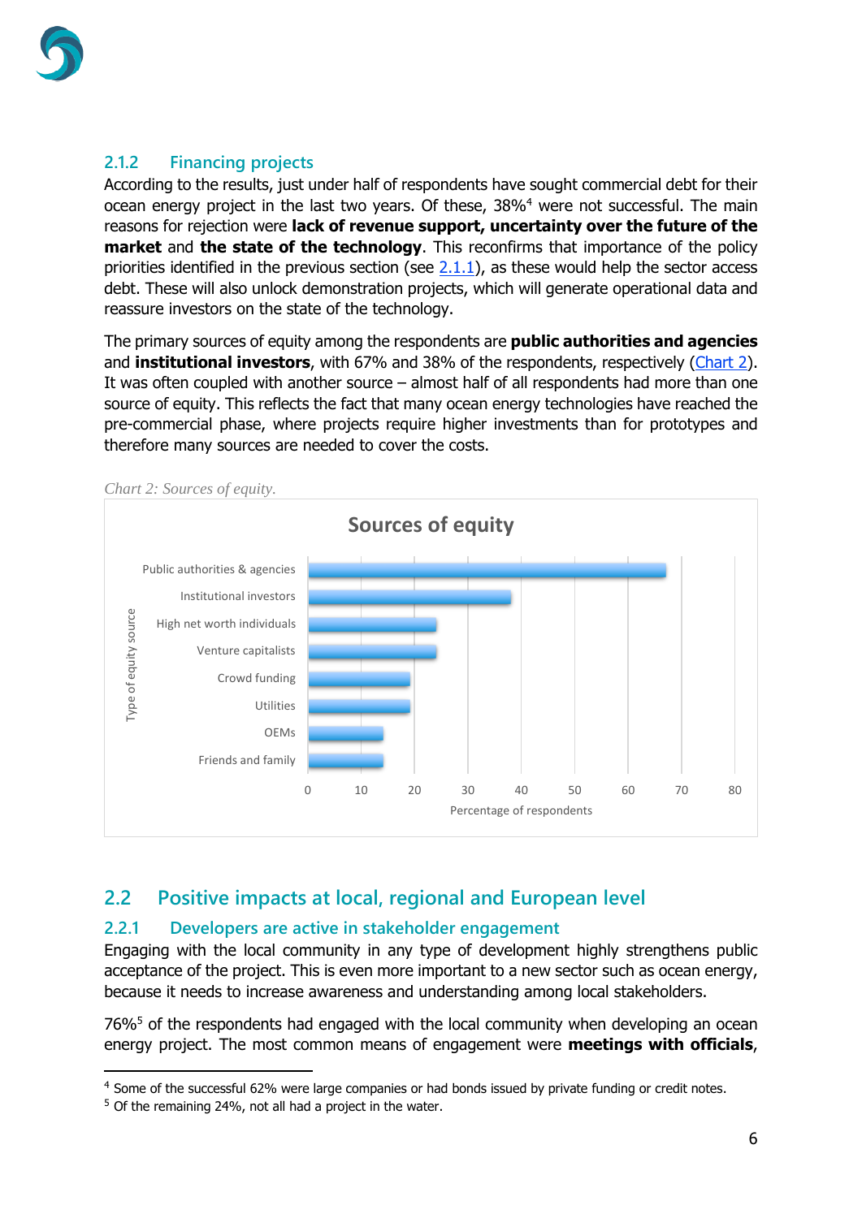### 2.1.2 Financing projects

According to the results, just under half of respondents have sought commercial debt for their ocean energy project in the last two years. Of these, 38%[4] were not successful. The main reasons for rejection were **lack of revenue support, uncertainty over the future of the market** and **the state of the technology**. This reconfirms that importance of the policy priorities identified in the previous section (see 2.1.1), as these would help the sector access debt. These will also unlock demonstration projects, which will generate operational data and reassure investors on the state of the technology.

The primary sources of equity among the respondents are **public authorities and agencies** and **institutional investors**, with 67% and 38% of the respondents, respectively (Chart 2). It was often coupled with another source – almost half of all respondents had more than one source of equity. This reflects the fact that many ocean energy technologies have reached the pre-commercial phase, where projects require higher investments than for prototypes and therefore many sources are needed to cover the costs.

*Chart 2: Sources of equity.*

## 2.2 Positive impacts at local, regional and European level

### 2.2.1 Developers are active in stakeholder engagement

Engaging with the local community in any type of development highly strengthens public acceptance of the project. This is even more important to a new sector such as ocean energy, because it needs to increase awareness and understanding among local stakeholders.

76%[5] of the respondents had engaged with the local community when developing an ocean energy project. The most common means of engagement were **meetings with officials**,

[4] Some of the successful 62% were large companies or had bonds issued by private funding or credit notes.

[5] Of the remaining 24%, not all had a project in the water.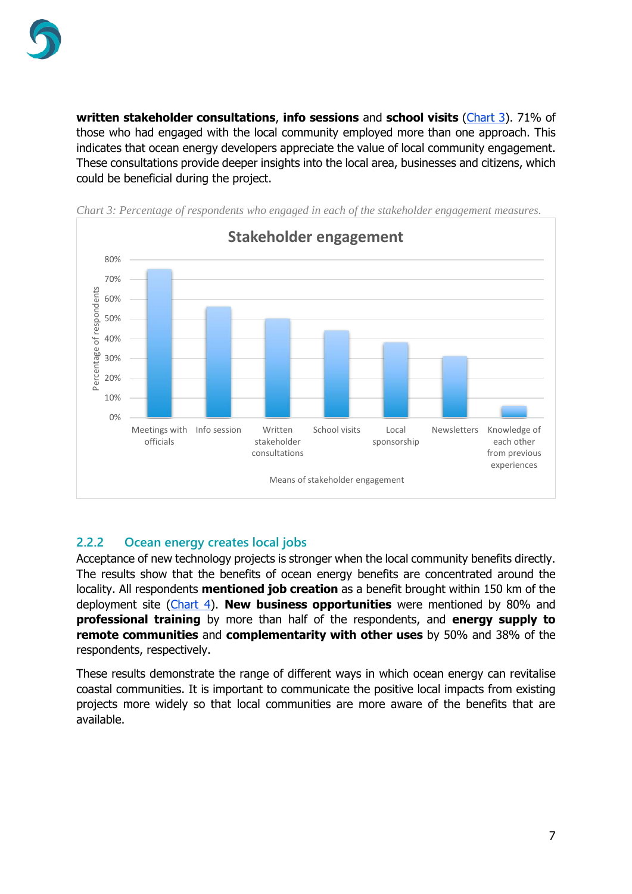**written stakeholder consultations**, **info sessions** and **school visits** (Chart 3). 71% of those who had engaged with the local community employed more than one approach. This indicates that ocean energy developers appreciate the value of local community engagement. These consultations provide deeper insights into the local area, businesses and citizens, which could be beneficial during the project.

*Chart 3: Percentage of respondents who engaged in each of the stakeholder engagement measures.*

### 2.2.2 Ocean energy creates local jobs

Acceptance of new technology projects is stronger when the local community benefits directly. The results show that the benefits of ocean energy benefits are concentrated around the locality. All respondents **mentioned job creation** as a benefit brought within 150 km of the deployment site (Chart 4). **New business opportunities** were mentioned by 80% and **professional training** by more than half of the respondents, and **energy supply to remote communities** and **complementarity with other uses** by 50% and 38% of the respondents, respectively.

These results demonstrate the range of different ways in which ocean energy can revitalise coastal communities. It is important to communicate the positive local impacts from existing projects more widely so that local communities are more aware of the benefits that are available.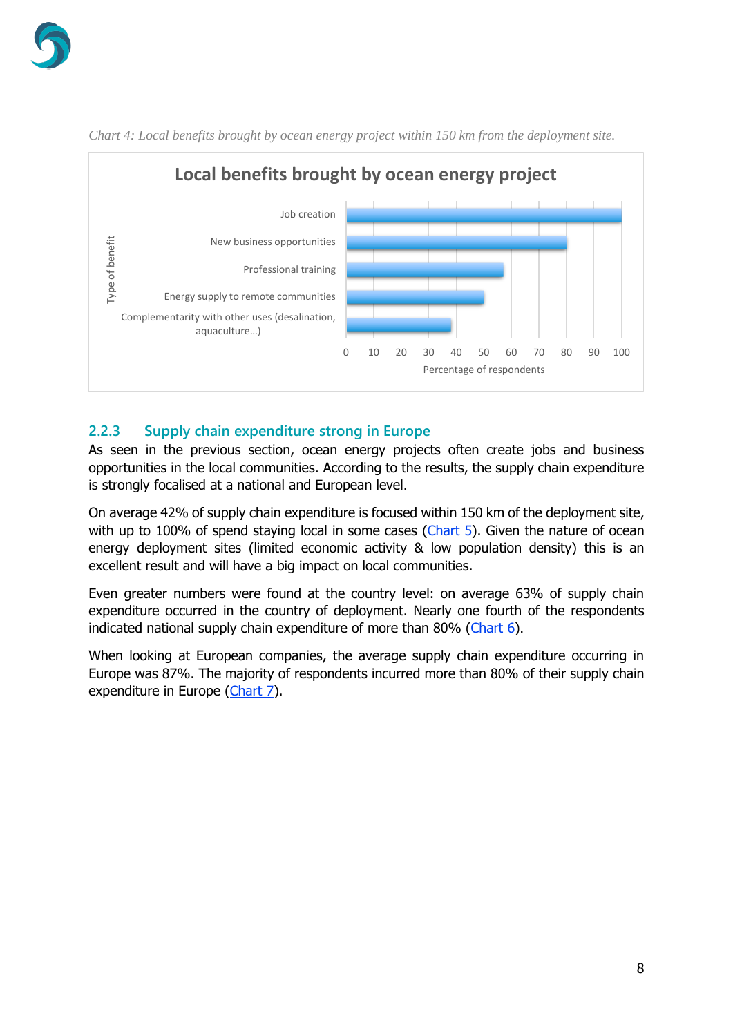*Chart 4: Local benefits brought by ocean energy project within 150 km from the deployment site.*

### 2.2.3 Supply chain expenditure strong in Europe

As seen in the previous section, ocean energy projects often create jobs and business opportunities in the local communities. According to the results, the supply chain expenditure is strongly focalised at a national and European level.

On average 42% of supply chain expenditure is focused within 150 km of the deployment site, with up to 100% of spend staying local in some cases (Chart 5). Given the nature of ocean energy deployment sites (limited economic activity & low population density) this is an excellent result and will have a big impact on local communities.

Even greater numbers were found at the country level: on average 63% of supply chain expenditure occurred in the country of deployment. Nearly one fourth of the respondents indicated national supply chain expenditure of more than 80% (Chart 6).

When looking at European companies, the average supply chain expenditure occurring in Europe was 87%. The majority of respondents incurred more than 80% of their supply chain expenditure in Europe (Chart 7).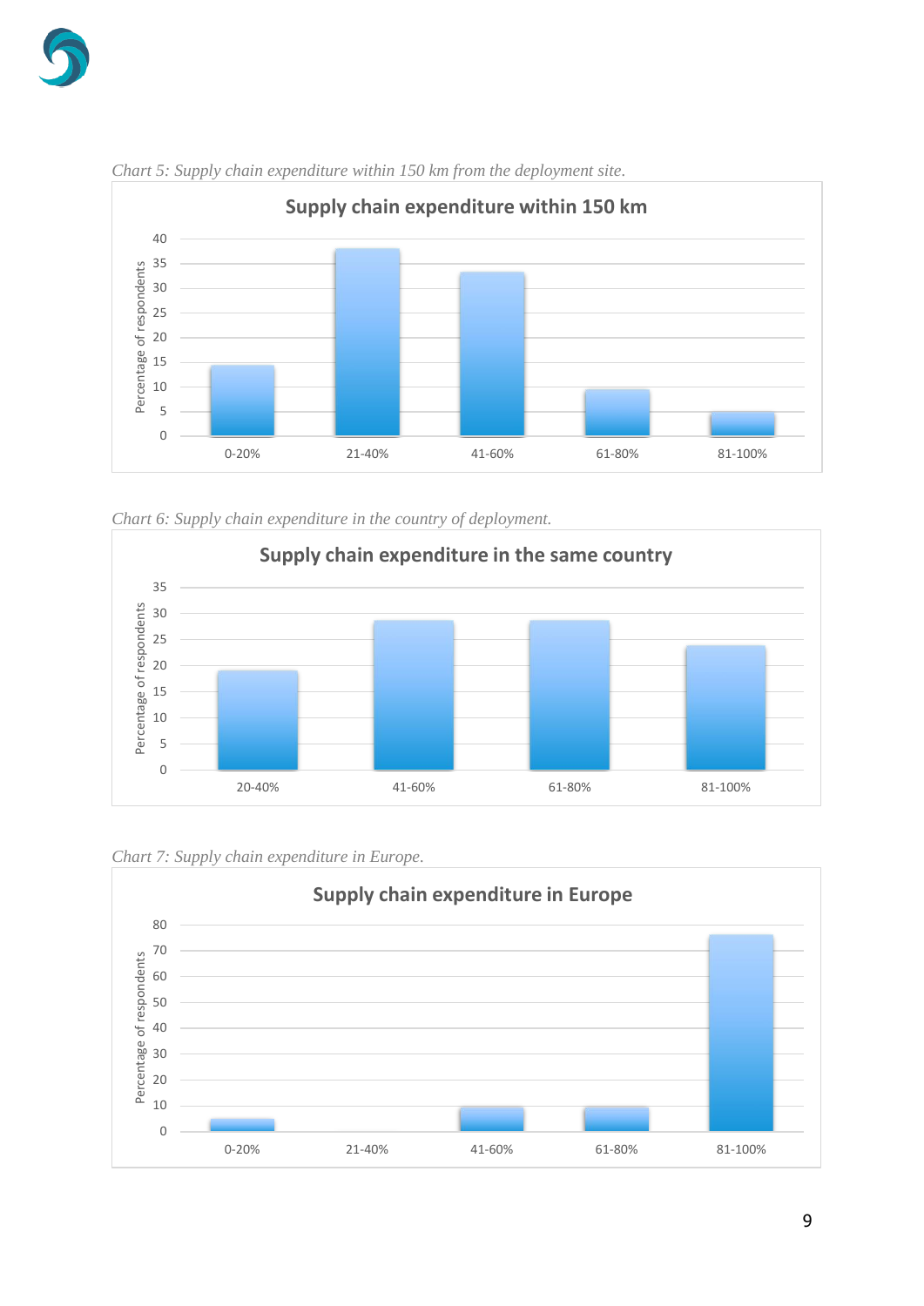*Chart 5: Supply chain expenditure within 150 km from the deployment site.*

*Chart 6: Supply chain expenditure in the country of deployment.*

*Chart 7: Supply chain expenditure in Europe.*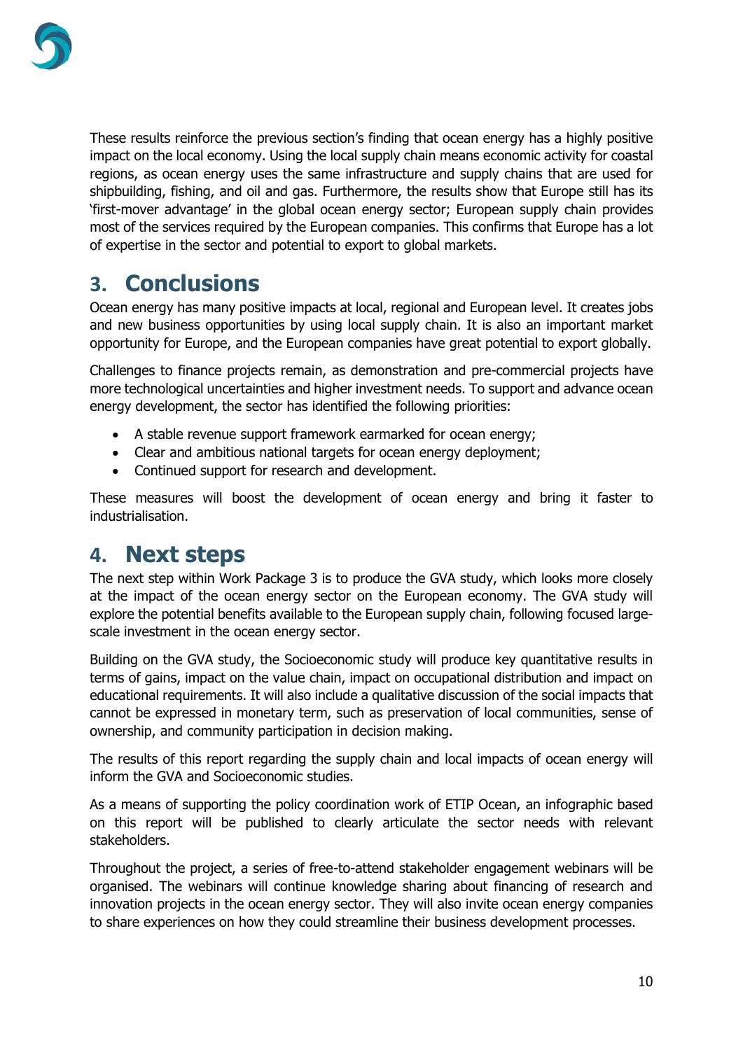These results reinforce the previous section's finding that ocean energy has a highly positive impact on the local economy. Using the local supply chain means economic activity for coastal regions, as ocean energy uses the same infrastructure and supply chains that are used for shipbuilding, fishing, and oil and gas. Furthermore, the results show that Europe still has its 'first-mover advantage' in the global ocean energy sector; European supply chain provides most of the services required by the European companies. This confirms that Europe has a lot of expertise in the sector and potential to export to global markets.

# 3. Conclusions

Ocean energy has many positive impacts at local, regional and European level. It creates jobs and new business opportunities by using local supply chain. It is also an important market opportunity for Europe, and the European companies have great potential to export globally.

Challenges to finance projects remain, as demonstration and pre-commercial projects have more technological uncertainties and higher investment needs. To support and advance ocean energy development, the sector has identified the following priorities:

- A stable revenue support framework earmarked for ocean energy;
- Clear and ambitious national targets for ocean energy deployment;
- Continued support for research and development.

These measures will boost the development of ocean energy and bring it faster to industrialisation.

# 4. Next steps

The next step within Work Package 3 is to produce the GVA study, which looks more closely at the impact of the ocean energy sector on the European economy. The GVA study will explore the potential benefits available to the European supply chain, following focused large-scale investment in the ocean energy sector.

Building on the GVA study, the Socioeconomic study will produce key quantitative results in terms of gains, impact on the value chain, impact on occupational distribution and impact on educational requirements. It will also include a qualitative discussion of the social impacts that cannot be expressed in monetary term, such as preservation of local communities, sense of ownership, and community participation in decision making.

The results of this report regarding the supply chain and local impacts of ocean energy will inform the GVA and Socioeconomic studies.

As a means of supporting the policy coordination work of ETIP Ocean, an infographic based on this report will be published to clearly articulate the sector needs with relevant stakeholders.

Throughout the project, a series of free-to-attend stakeholder engagement webinars will be organised. The webinars will continue knowledge sharing about financing of research and innovation projects in the ocean energy sector. They will also invite ocean energy companies to share experiences on how they could streamline their business development processes.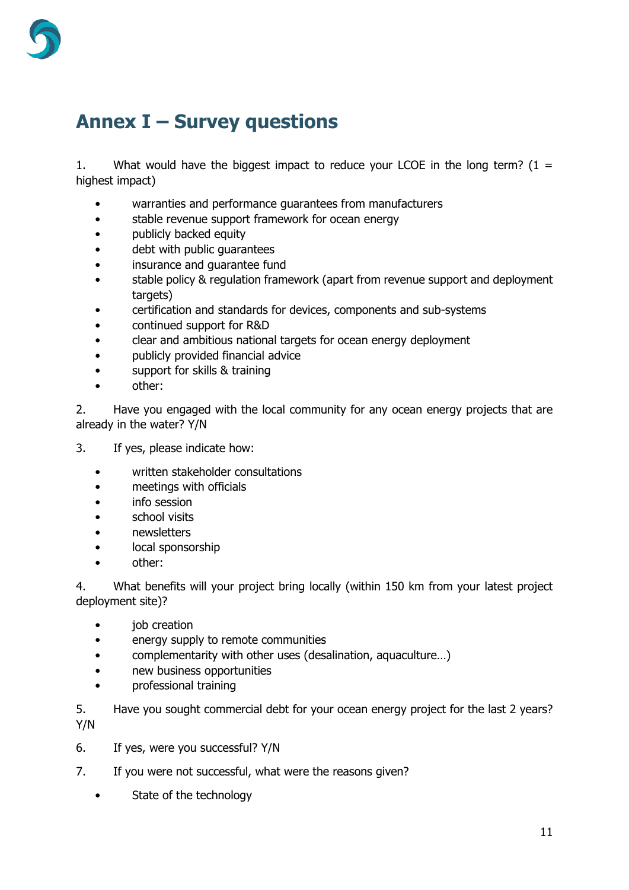# Annex I – Survey questions

1. What would have the biggest impact to reduce your LCOE in the long term? (1 = highest impact)

- warranties and performance guarantees from manufacturers
- stable revenue support framework for ocean energy
- publicly backed equity
- debt with public guarantees
- insurance and guarantee fund
- stable policy & regulation framework (apart from revenue support and deployment targets)
- certification and standards for devices, components and sub-systems
- continued support for R&D
- clear and ambitious national targets for ocean energy deployment
- publicly provided financial advice
- support for skills & training
- other:

2. Have you engaged with the local community for any ocean energy projects that are already in the water? Y/N

3. If yes, please indicate how:

- written stakeholder consultations
- meetings with officials
- info session
- school visits
- newsletters
- local sponsorship
- other:

4. What benefits will your project bring locally (within 150 km from your latest project deployment site)?

- job creation
- energy supply to remote communities
- complementarity with other uses (desalination, aquaculture…)
- new business opportunities
- professional training

5. Have you sought commercial debt for your ocean energy project for the last 2 years? Y/N

6. If yes, were you successful? Y/N

7. If you were not successful, what were the reasons given?

- State of the technology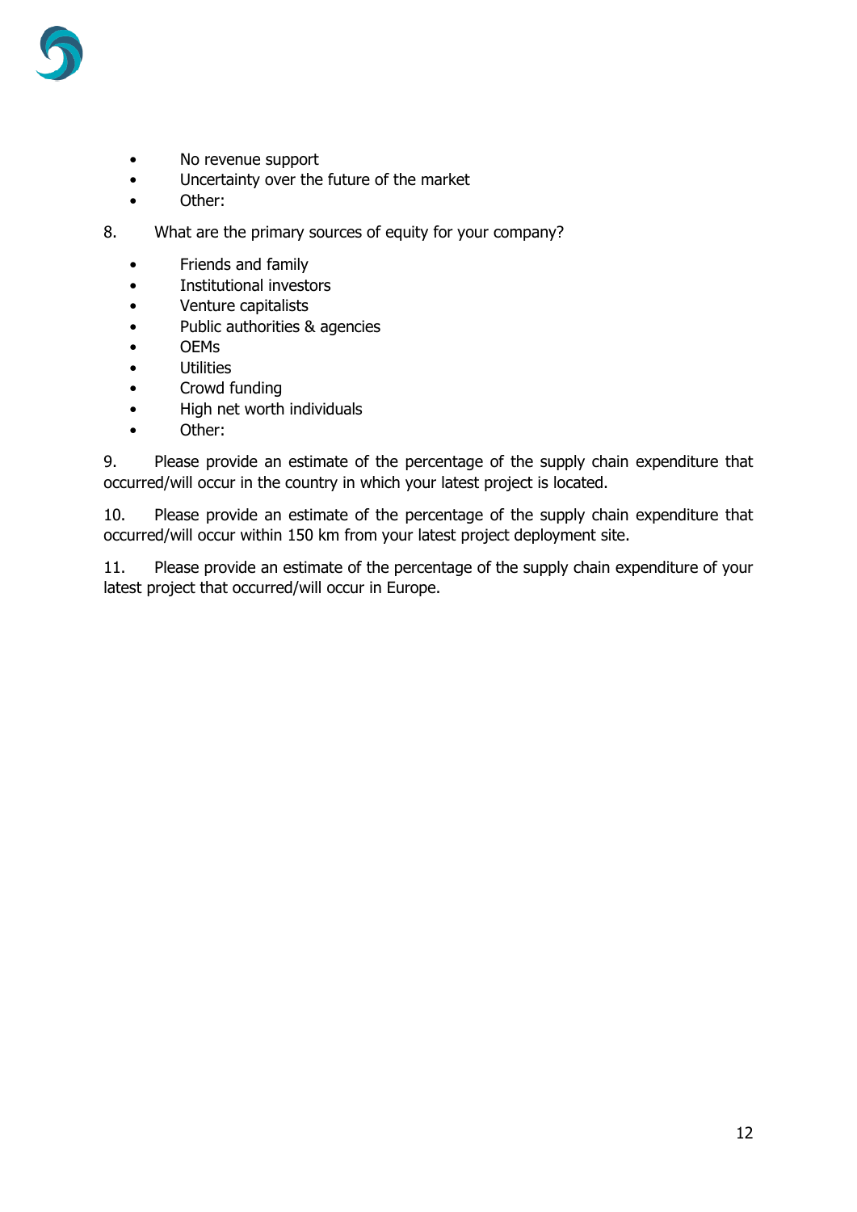- No revenue support
- Uncertainty over the future of the market
- Other:

8. What are the primary sources of equity for your company?

- Friends and family
- Institutional investors
- Venture capitalists
- Public authorities & agencies
- OEMs
- Utilities
- Crowd funding
- High net worth individuals
- Other:

9. Please provide an estimate of the percentage of the supply chain expenditure that occurred/will occur in the country in which your latest project is located.

10. Please provide an estimate of the percentage of the supply chain expenditure that occurred/will occur within 150 km from your latest project deployment site.

11. Please provide an estimate of the percentage of the supply chain expenditure of your latest project that occurred/will occur in Europe.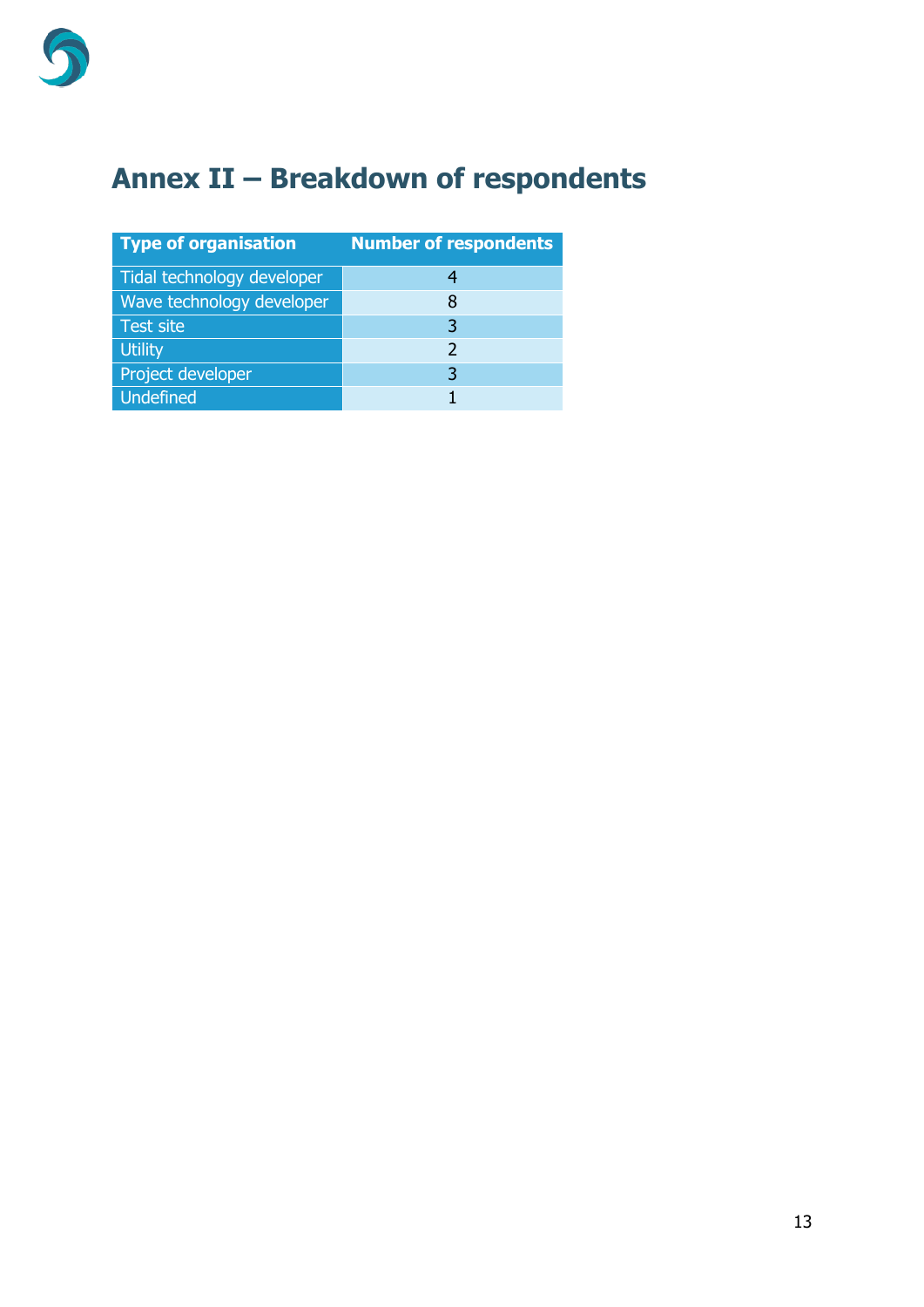# Annex II – Breakdown of respondents

| Type of organisation | Number of respondents |
|---|---|
| Tidal technology developer | 4 |
| Wave technology developer | 8 |
| Test site | 3 |
| Utility | 2 |
| Project developer | 3 |
| Undefined | 1 |